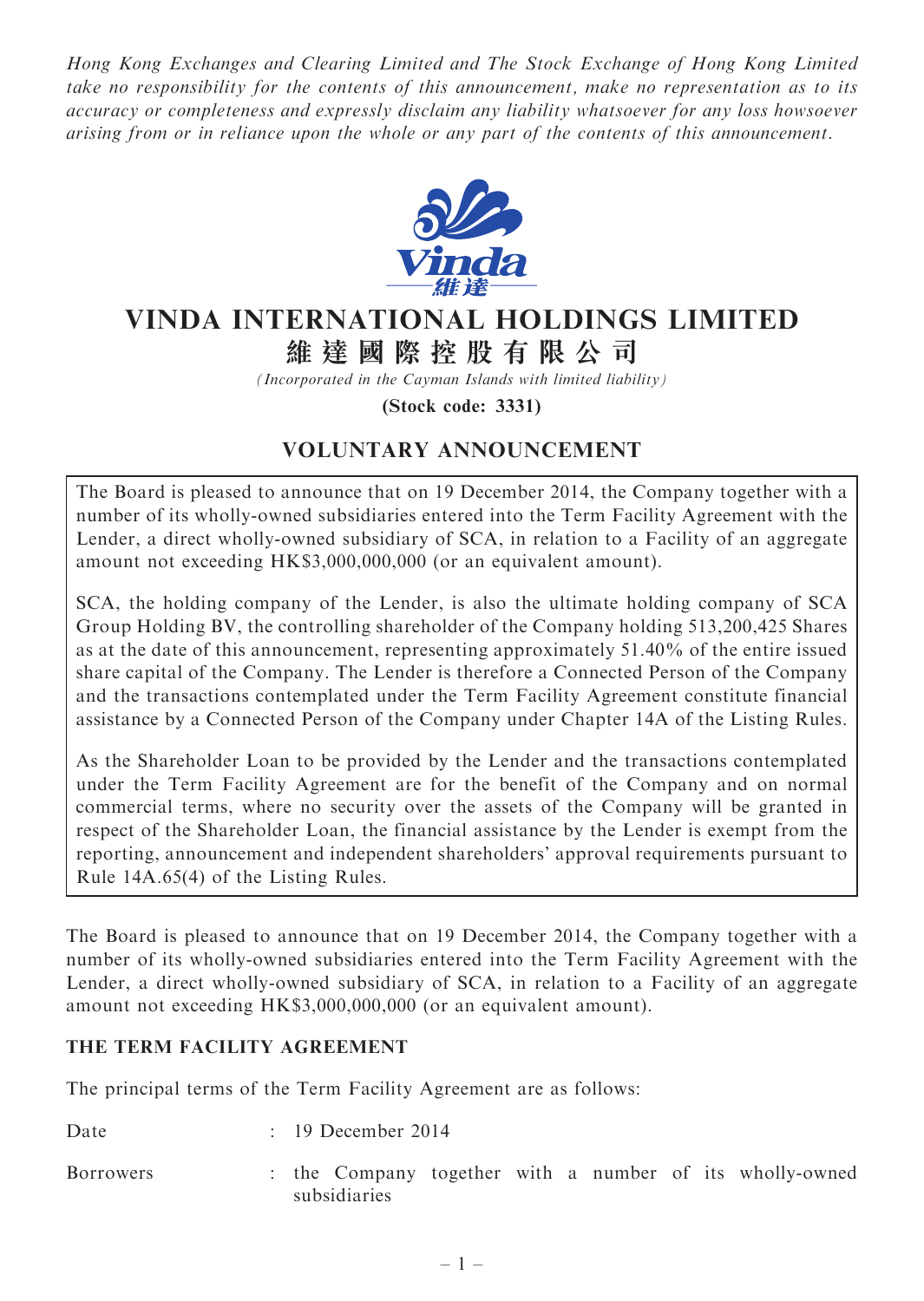*Hong Kong Exchanges and Clearing Limited and The Stock Exchange of Hong Kong Limited take no responsibility for the contents of this announcement, make no representation as to its accuracy or completeness and expressly disclaim any liability whatsoever for any loss howsoever arising from or in reliance upon the whole or any part of the contents of this announcement.*

# VINDA INTERNATIONAL HOLDINGS LIMITED
# 維達國際控股有限公司

*(Incorporated in the Cayman Islands with limited liability)*

**(Stock code: 3331)**

## VOLUNTARY ANNOUNCEMENT

The Board is pleased to announce that on 19 December 2014, the Company together with a number of its wholly-owned subsidiaries entered into the Term Facility Agreement with the Lender, a direct wholly-owned subsidiary of SCA, in relation to a Facility of an aggregate amount not exceeding HK$3,000,000,000 (or an equivalent amount).

SCA, the holding company of the Lender, is also the ultimate holding company of SCA Group Holding BV, the controlling shareholder of the Company holding 513,200,425 Shares as at the date of this announcement, representing approximately 51.40% of the entire issued share capital of the Company. The Lender is therefore a Connected Person of the Company and the transactions contemplated under the Term Facility Agreement constitute financial assistance by a Connected Person of the Company under Chapter 14A of the Listing Rules.

As the Shareholder Loan to be provided by the Lender and the transactions contemplated under the Term Facility Agreement are for the benefit of the Company and on normal commercial terms, where no security over the assets of the Company will be granted in respect of the Shareholder Loan, the financial assistance by the Lender is exempt from the reporting, announcement and independent shareholders' approval requirements pursuant to Rule 14A.65(4) of the Listing Rules.

The Board is pleased to announce that on 19 December 2014, the Company together with a number of its wholly-owned subsidiaries entered into the Term Facility Agreement with the Lender, a direct wholly-owned subsidiary of SCA, in relation to a Facility of an aggregate amount not exceeding HK$3,000,000,000 (or an equivalent amount).

### THE TERM FACILITY AGREEMENT

The principal terms of the Term Facility Agreement are as follows:

| | | |
|---|---|---|
| Date | : | 19 December 2014 |
| Borrowers | : | the Company together with a number of its wholly-owned subsidiaries |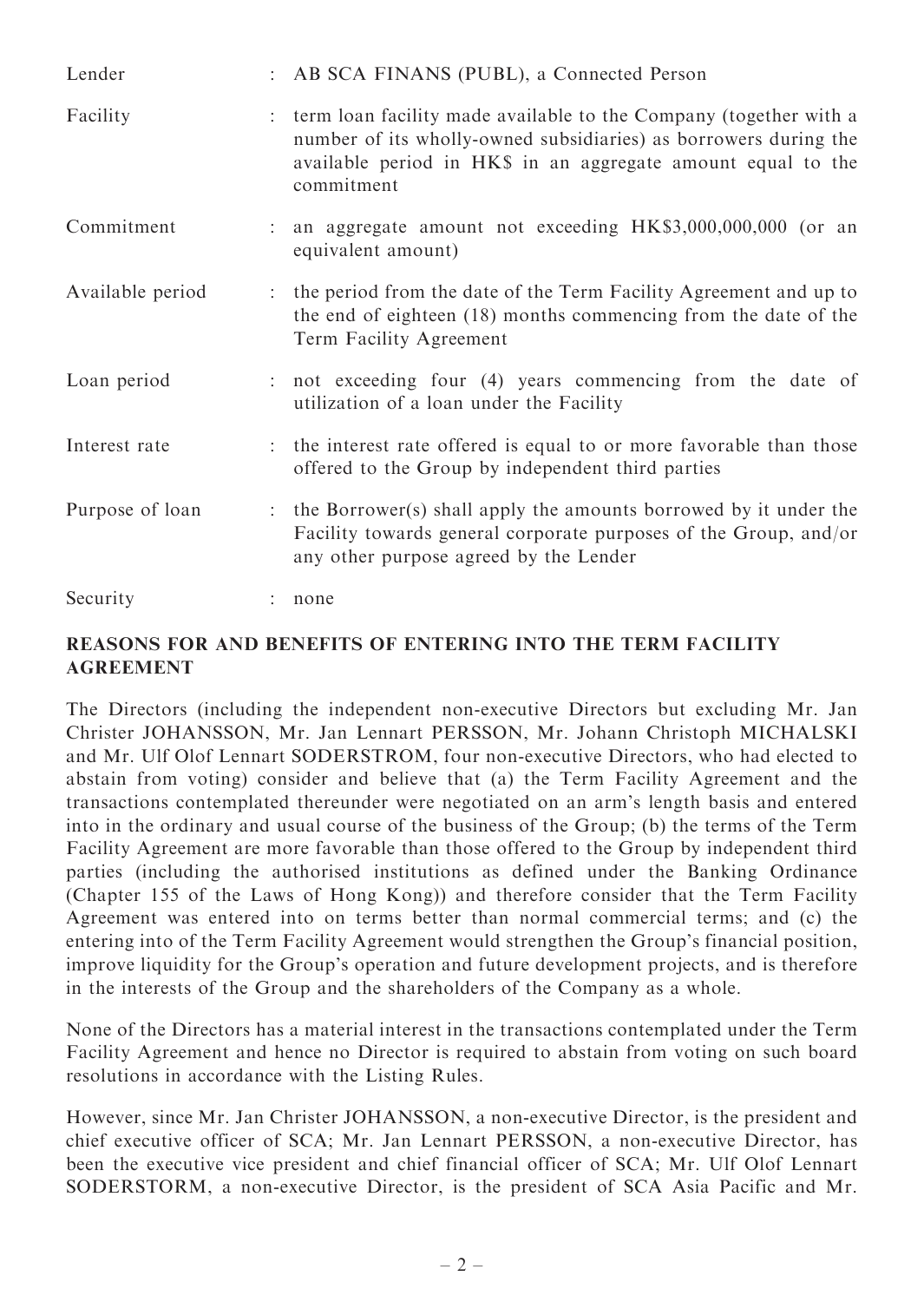| | | |
|---|---|---|
| Lender | : | AB SCA FINANS (PUBL), a Connected Person |
| Facility | : | term loan facility made available to the Company (together with a number of its wholly-owned subsidiaries) as borrowers during the available period in HK$ in an aggregate amount equal to the commitment |
| Commitment | : | an aggregate amount not exceeding HK$3,000,000,000 (or an equivalent amount) |
| Available period | : | the period from the date of the Term Facility Agreement and up to the end of eighteen (18) months commencing from the date of the Term Facility Agreement |
| Loan period | : | not exceeding four (4) years commencing from the date of utilization of a loan under the Facility |
| Interest rate | : | the interest rate offered is equal to or more favorable than those offered to the Group by independent third parties |
| Purpose of loan | : | the Borrower(s) shall apply the amounts borrowed by it under the Facility towards general corporate purposes of the Group, and/or any other purpose agreed by the Lender |
| Security | : | none |

## REASONS FOR AND BENEFITS OF ENTERING INTO THE TERM FACILITY AGREEMENT

The Directors (including the independent non-executive Directors but excluding Mr. Jan Christer JOHANSSON, Mr. Jan Lennart PERSSON, Mr. Johann Christoph MICHALSKI and Mr. Ulf Olof Lennart SODERSTROM, four non-executive Directors, who had elected to abstain from voting) consider and believe that (a) the Term Facility Agreement and the transactions contemplated thereunder were negotiated on an arm's length basis and entered into in the ordinary and usual course of the business of the Group; (b) the terms of the Term Facility Agreement are more favorable than those offered to the Group by independent third parties (including the authorised institutions as defined under the Banking Ordinance (Chapter 155 of the Laws of Hong Kong)) and therefore consider that the Term Facility Agreement was entered into on terms better than normal commercial terms; and (c) the entering into of the Term Facility Agreement would strengthen the Group's financial position, improve liquidity for the Group's operation and future development projects, and is therefore in the interests of the Group and the shareholders of the Company as a whole.

None of the Directors has a material interest in the transactions contemplated under the Term Facility Agreement and hence no Director is required to abstain from voting on such board resolutions in accordance with the Listing Rules.

However, since Mr. Jan Christer JOHANSSON, a non-executive Director, is the president and chief executive officer of SCA; Mr. Jan Lennart PERSSON, a non-executive Director, has been the executive vice president and chief financial officer of SCA; Mr. Ulf Olof Lennart SODERSTORM, a non-executive Director, is the president of SCA Asia Pacific and Mr.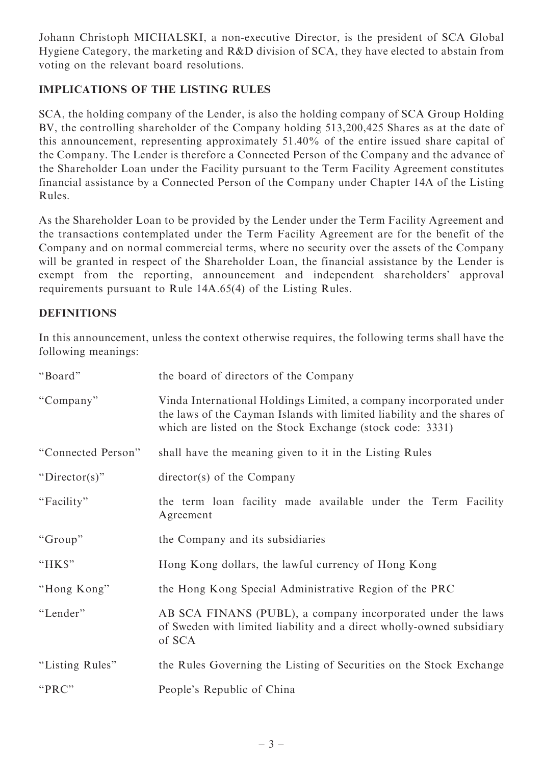Johann Christoph MICHALSKI, a non-executive Director, is the president of SCA Global Hygiene Category, the marketing and R&D division of SCA, they have elected to abstain from voting on the relevant board resolutions.

## IMPLICATIONS OF THE LISTING RULES

SCA, the holding company of the Lender, is also the holding company of SCA Group Holding BV, the controlling shareholder of the Company holding 513,200,425 Shares as at the date of this announcement, representing approximately 51.40% of the entire issued share capital of the Company. The Lender is therefore a Connected Person of the Company and the advance of the Shareholder Loan under the Facility pursuant to the Term Facility Agreement constitutes financial assistance by a Connected Person of the Company under Chapter 14A of the Listing Rules.

As the Shareholder Loan to be provided by the Lender under the Term Facility Agreement and the transactions contemplated under the Term Facility Agreement are for the benefit of the Company and on normal commercial terms, where no security over the assets of the Company will be granted in respect of the Shareholder Loan, the financial assistance by the Lender is exempt from the reporting, announcement and independent shareholders' approval requirements pursuant to Rule 14A.65(4) of the Listing Rules.

## DEFINITIONS

In this announcement, unless the context otherwise requires, the following terms shall have the following meanings:

| | |
|---|---|
| "Board" | the board of directors of the Company |
| "Company" | Vinda International Holdings Limited, a company incorporated under the laws of the Cayman Islands with limited liability and the shares of which are listed on the Stock Exchange (stock code: 3331) |
| "Connected Person" | shall have the meaning given to it in the Listing Rules |
| "Director(s)" | director(s) of the Company |
| "Facility" | the term loan facility made available under the Term Facility Agreement |
| "Group" | the Company and its subsidiaries |
| "HK$" | Hong Kong dollars, the lawful currency of Hong Kong |
| "Hong Kong" | the Hong Kong Special Administrative Region of the PRC |
| "Lender" | AB SCA FINANS (PUBL), a company incorporated under the laws of Sweden with limited liability and a direct wholly-owned subsidiary of SCA |
| "Listing Rules" | the Rules Governing the Listing of Securities on the Stock Exchange |
| "PRC" | People's Republic of China |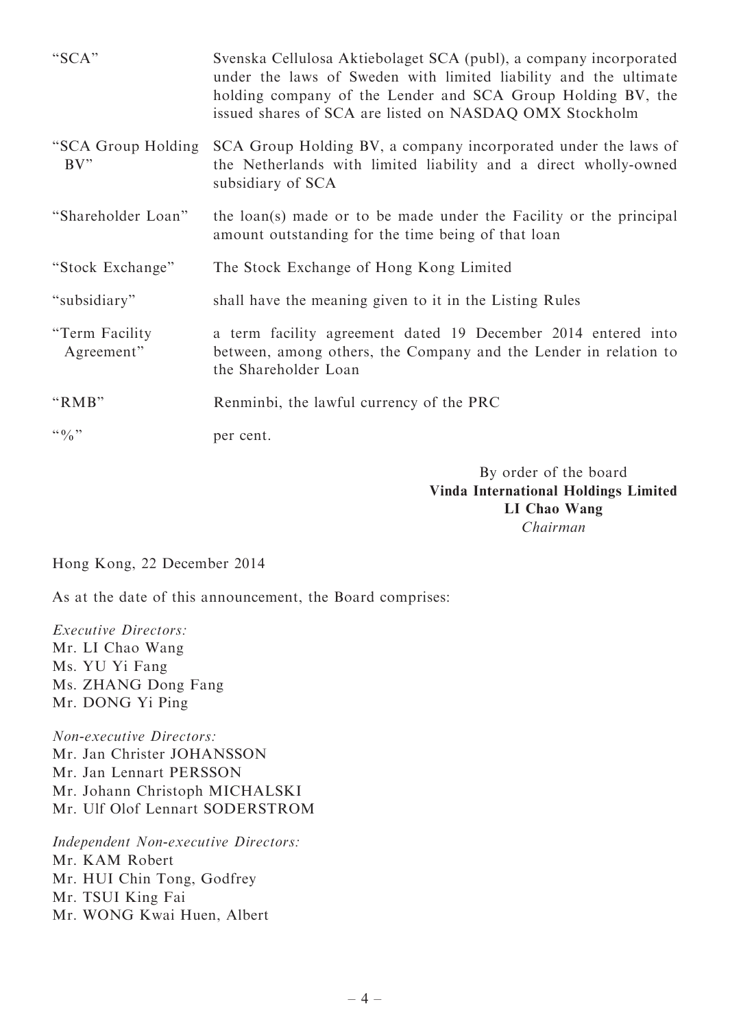| | |
|---|---|
| "SCA" | Svenska Cellulosa Aktiebolaget SCA (publ), a company incorporated under the laws of Sweden with limited liability and the ultimate holding company of the Lender and SCA Group Holding BV, the issued shares of SCA are listed on NASDAQ OMX Stockholm |
| "SCA Group Holding BV" | SCA Group Holding BV, a company incorporated under the laws of the Netherlands with limited liability and a direct wholly-owned subsidiary of SCA |
| "Shareholder Loan" | the loan(s) made or to be made under the Facility or the principal amount outstanding for the time being of that loan |
| "Stock Exchange" | The Stock Exchange of Hong Kong Limited |
| "subsidiary" | shall have the meaning given to it in the Listing Rules |
| "Term Facility Agreement" | a term facility agreement dated 19 December 2014 entered into between, among others, the Company and the Lender in relation to the Shareholder Loan |
| "RMB" | Renminbi, the lawful currency of the PRC |
| "%" | per cent. |

By order of the board
**Vinda International Holdings Limited**
**LI Chao Wang**
*Chairman*

Hong Kong, 22 December 2014

As at the date of this announcement, the Board comprises:

*Executive Directors:*
Mr. LI Chao Wang
Ms. YU Yi Fang
Ms. ZHANG Dong Fang
Mr. DONG Yi Ping

*Non-executive Directors:*
Mr. Jan Christer JOHANSSON
Mr. Jan Lennart PERSSON
Mr. Johann Christoph MICHALSKI
Mr. Ulf Olof Lennart SODERSTROM

*Independent Non-executive Directors:*
Mr. KAM Robert
Mr. HUI Chin Tong, Godfrey
Mr. TSUI King Fai
Mr. WONG Kwai Huen, Albert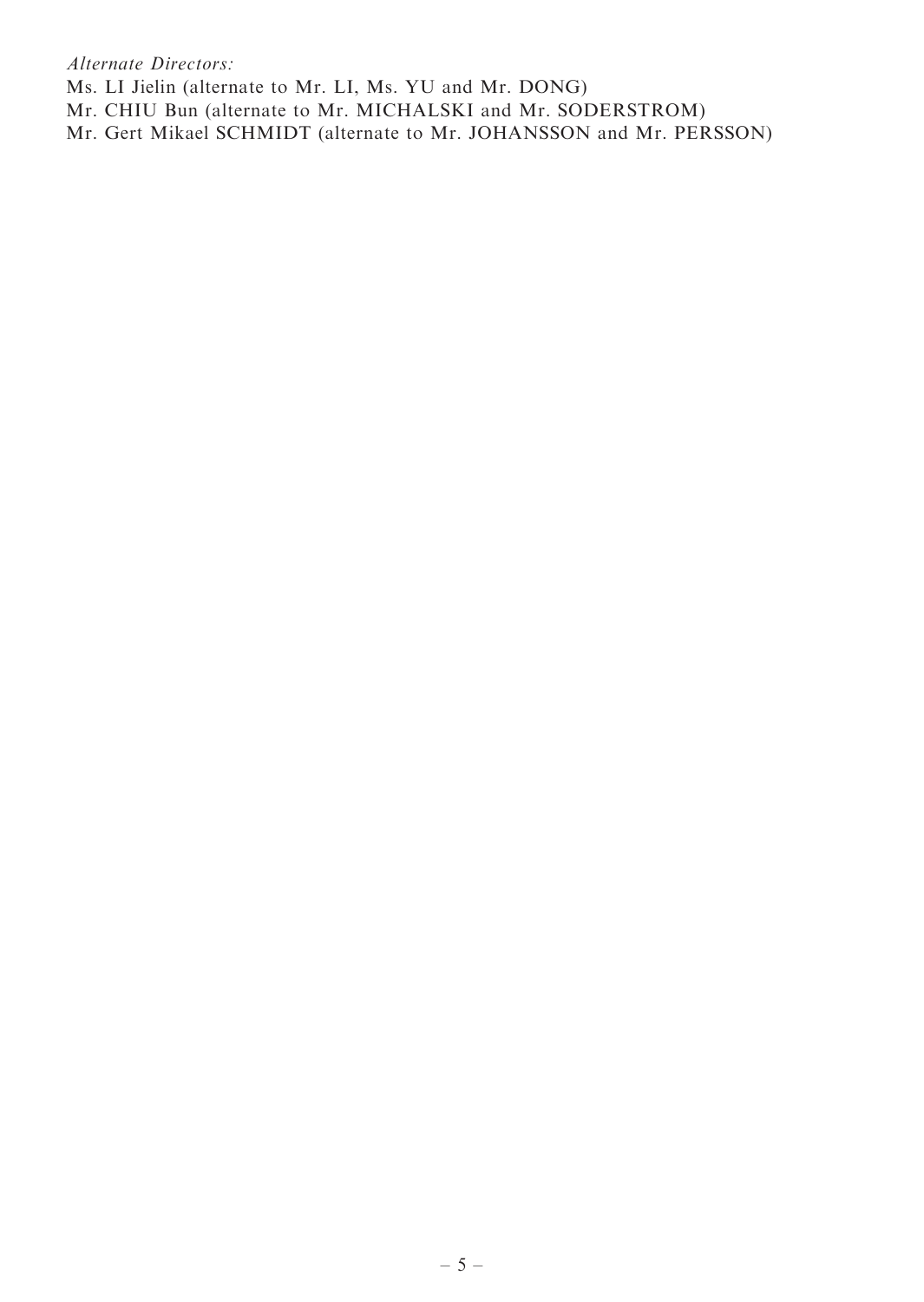*Alternate Directors:*

Ms. LI Jielin (alternate to Mr. LI, Ms. YU and Mr. DONG)

Mr. CHIU Bun (alternate to Mr. MICHALSKI and Mr. SODERSTROM)

Mr. Gert Mikael SCHMIDT (alternate to Mr. JOHANSSON and Mr. PERSSON)